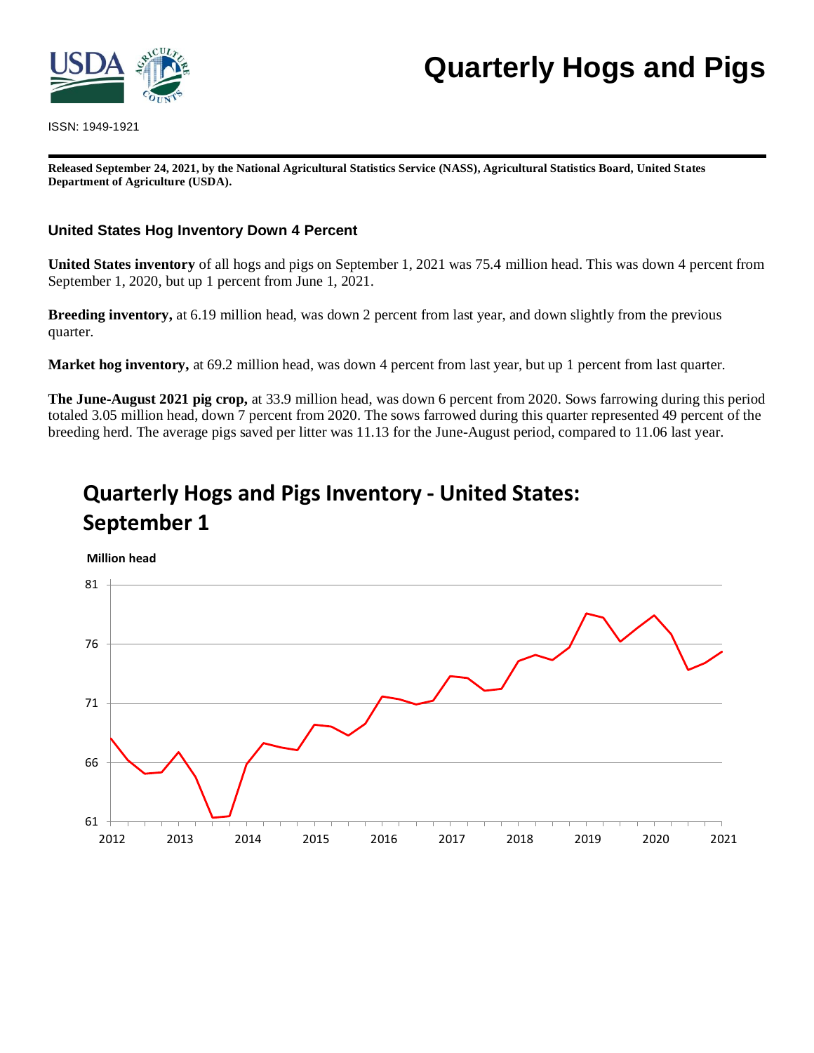# Quarterly Hogs and Pigs

ISSN: 1949-1921

**Released September 24, 2021, by the National Agricultural Statistics Service (NASS), Agricultural Statistics Board, United States Department of Agriculture (USDA).**

## United States Hog Inventory Down 4 Percent

**United States inventory** of all hogs and pigs on September 1, 2021 was 75.4 million head. This was down 4 percent from September 1, 2020, but up 1 percent from June 1, 2021.

**Breeding inventory,** at 6.19 million head, was down 2 percent from last year, and down slightly from the previous quarter.

**Market hog inventory,** at 69.2 million head, was down 4 percent from last year, but up 1 percent from last quarter.

**The June-August 2021 pig crop,** at 33.9 million head, was down 6 percent from 2020. Sows farrowing during this period totaled 3.05 million head, down 7 percent from 2020. The sows farrowed during this quarter represented 49 percent of the breeding herd. The average pigs saved per litter was 11.13 for the June-August period, compared to 11.06 last year.

## Quarterly Hogs and Pigs Inventory - United States: September 1

Million head

81, 76, 71, 66, 61

2012, 2013, 2014, 2015, 2016, 2017, 2018, 2019, 2020, 2021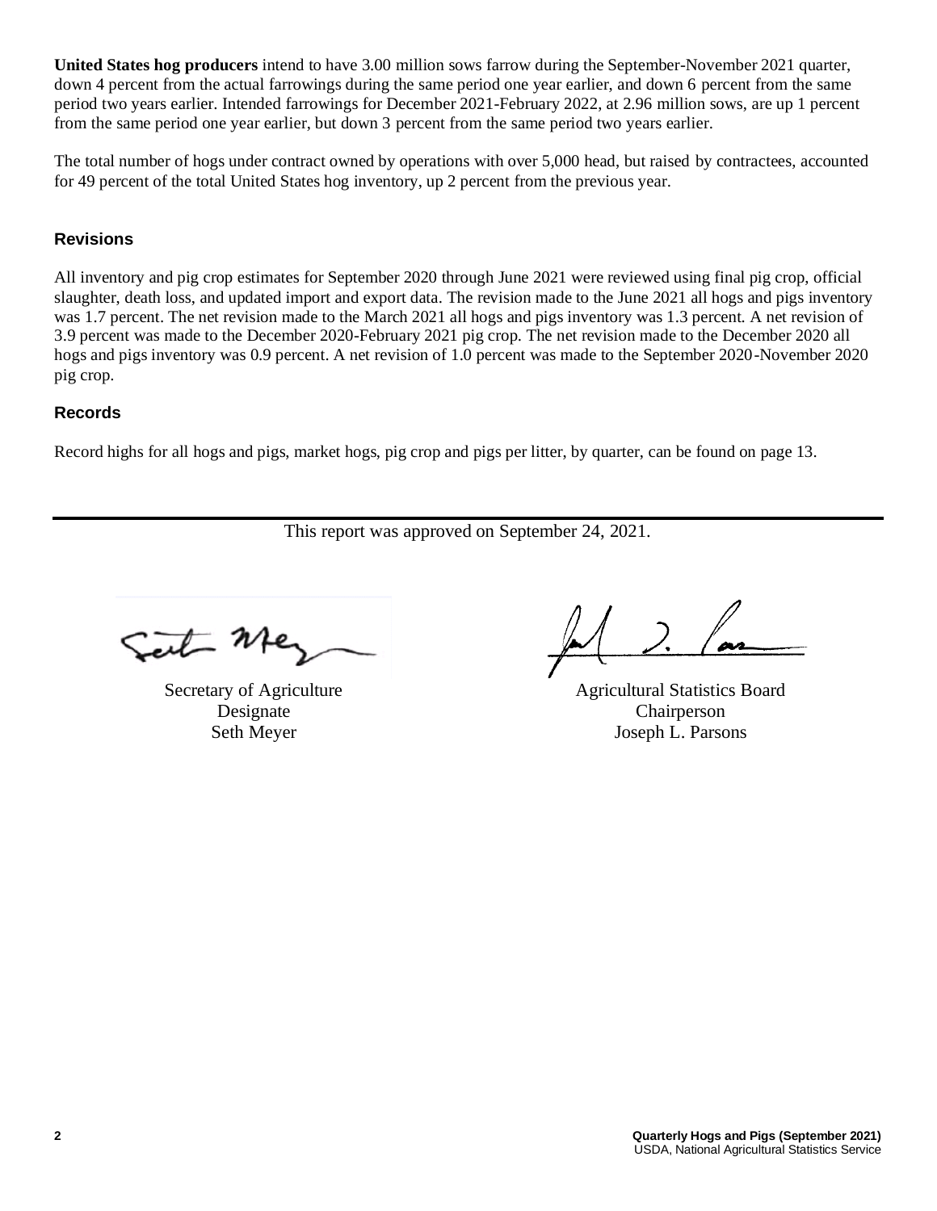**United States hog producers** intend to have 3.00 million sows farrow during the September-November 2021 quarter, down 4 percent from the actual farrowings during the same period one year earlier, and down 6 percent from the same period two years earlier. Intended farrowings for December 2021-February 2022, at 2.96 million sows, are up 1 percent from the same period one year earlier, but down 3 percent from the same period two years earlier.

The total number of hogs under contract owned by operations with over 5,000 head, but raised by contractees, accounted for 49 percent of the total United States hog inventory, up 2 percent from the previous year.

## Revisions

All inventory and pig crop estimates for September 2020 through June 2021 were reviewed using final pig crop, official slaughter, death loss, and updated import and export data. The revision made to the June 2021 all hogs and pigs inventory was 1.7 percent. The net revision made to the March 2021 all hogs and pigs inventory was 1.3 percent. A net revision of 3.9 percent was made to the December 2020-February 2021 pig crop. The net revision made to the December 2020 all hogs and pigs inventory was 0.9 percent. A net revision of 1.0 percent was made to the September 2020-November 2020 pig crop.

## Records

Record highs for all hogs and pigs, market hogs, pig crop and pigs per litter, by quarter, can be found on page 13.

---

This report was approved on September 24, 2021.

Secretary of Agriculture
Designate
Seth Meyer

Agricultural Statistics Board
Chairperson
Joseph L. Parsons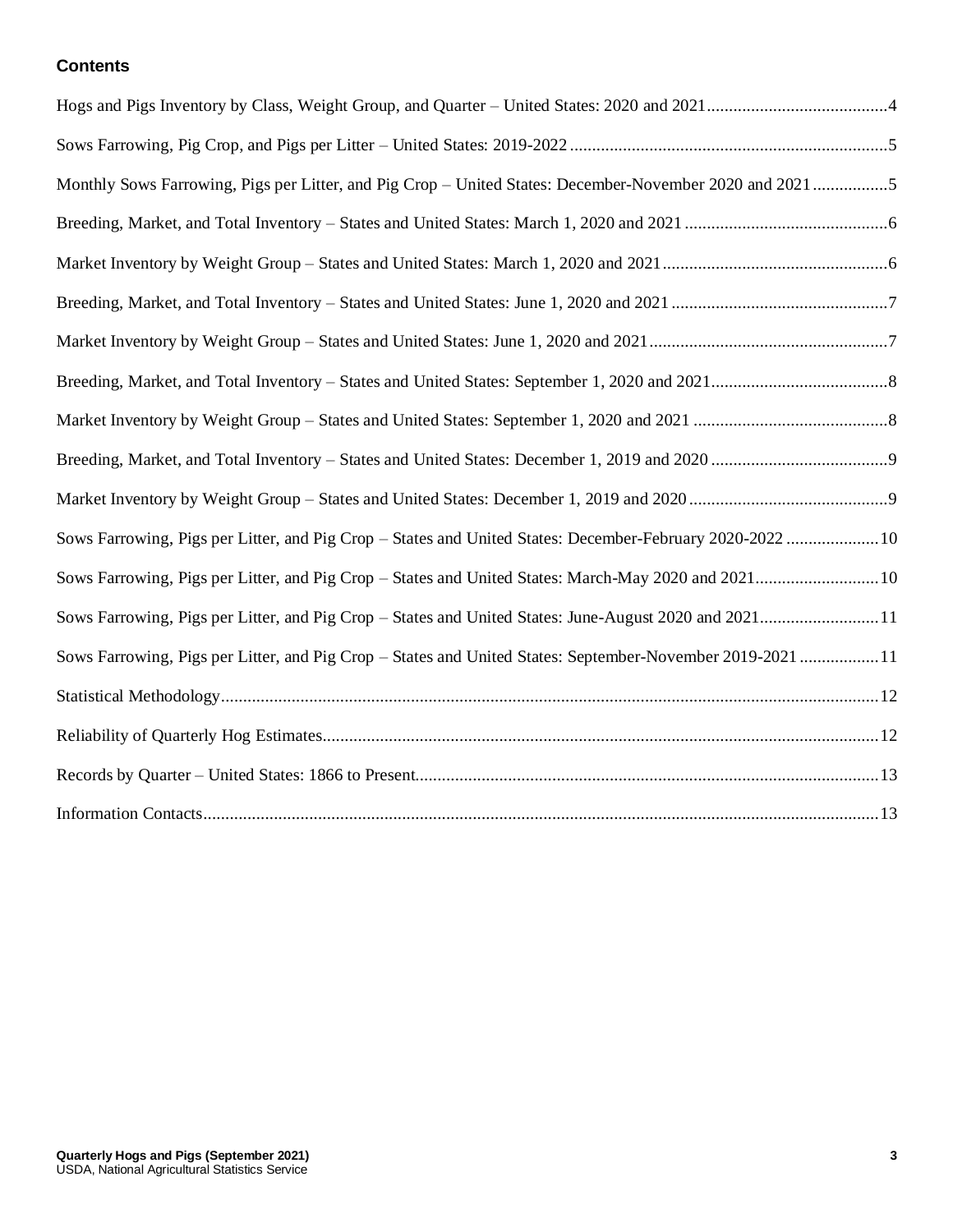## Contents

Hogs and Pigs Inventory by Class, Weight Group, and Quarter – United States: 2020 and 2021 .......... 4

Sows Farrowing, Pig Crop, and Pigs per Litter – United States: 2019-2022 .......... 5

Monthly Sows Farrowing, Pigs per Litter, and Pig Crop – United States: December-November 2020 and 2021 .......... 5

Breeding, Market, and Total Inventory – States and United States: March 1, 2020 and 2021 .......... 6

Market Inventory by Weight Group – States and United States: March 1, 2020 and 2021 .......... 6

Breeding, Market, and Total Inventory – States and United States: June 1, 2020 and 2021 .......... 7

Market Inventory by Weight Group – States and United States: June 1, 2020 and 2021 .......... 7

Breeding, Market, and Total Inventory – States and United States: September 1, 2020 and 2021 .......... 8

Market Inventory by Weight Group – States and United States: September 1, 2020 and 2021 .......... 8

Breeding, Market, and Total Inventory – States and United States: December 1, 2019 and 2020 .......... 9

Market Inventory by Weight Group – States and United States: December 1, 2019 and 2020 .......... 9

Sows Farrowing, Pigs per Litter, and Pig Crop – States and United States: December-February 2020-2022 .......... 10

Sows Farrowing, Pigs per Litter, and Pig Crop – States and United States: March-May 2020 and 2021 .......... 10

Sows Farrowing, Pigs per Litter, and Pig Crop – States and United States: June-August 2020 and 2021 .......... 11

Sows Farrowing, Pigs per Litter, and Pig Crop – States and United States: September-November 2019-2021 .......... 11

Statistical Methodology .......... 12

Reliability of Quarterly Hog Estimates .......... 12

Records by Quarter – United States: 1866 to Present .......... 13

Information Contacts .......... 13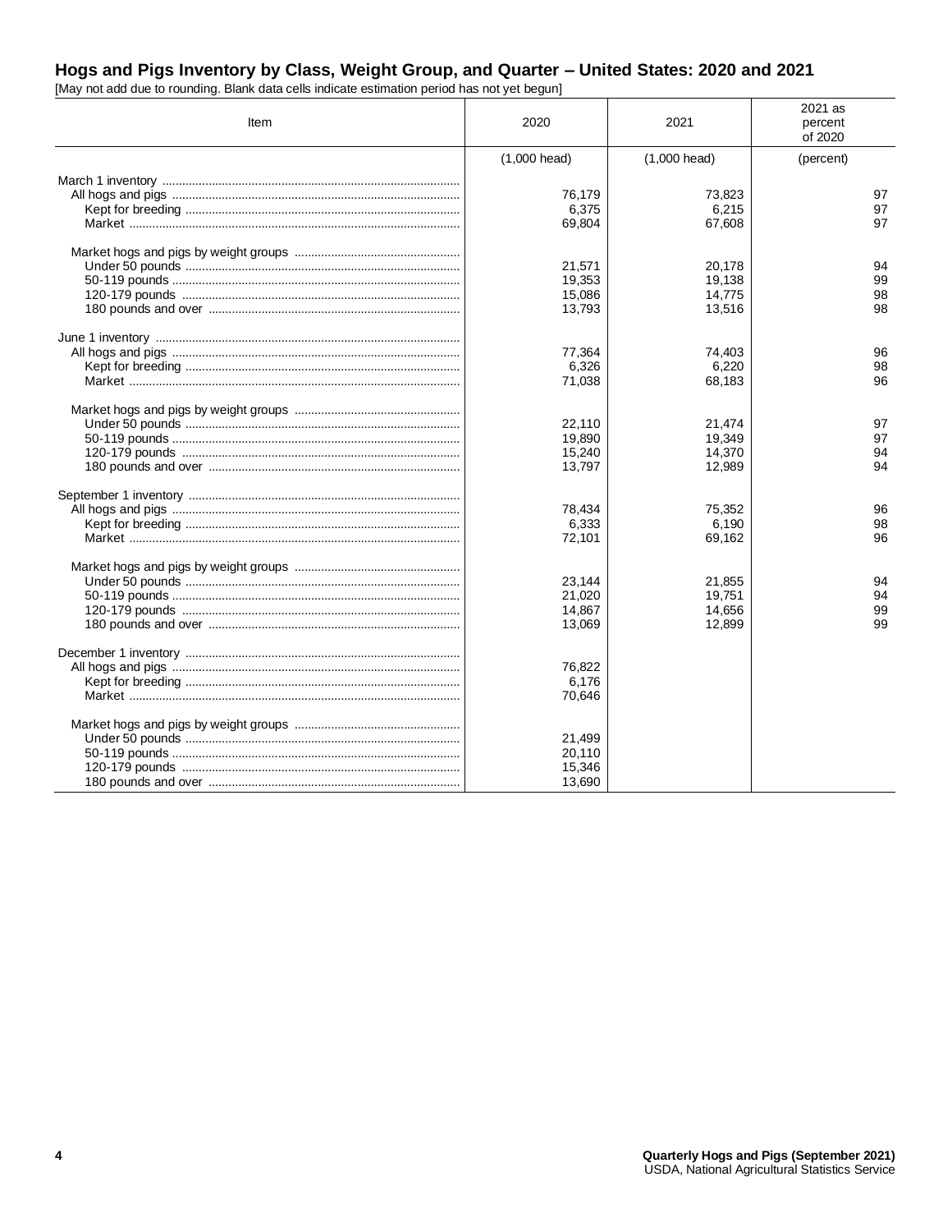## Hogs and Pigs Inventory by Class, Weight Group, and Quarter – United States: 2020 and 2021

[May not add due to rounding. Blank data cells indicate estimation period has not yet begun]

| Item | 2020 | 2021 | 2021 as percent of 2020 |
|---|---|---|---|
| | (1,000 head) | (1,000 head) | (percent) |
| March 1 inventory | | | |
| All hogs and pigs | 76,179 | 73,823 | 97 |
| Kept for breeding | 6,375 | 6,215 | 97 |
| Market | 69,804 | 67,608 | 97 |
| | | | |
| Market hogs and pigs by weight groups | | | |
| Under 50 pounds | 21,571 | 20,178 | 94 |
| 50-119 pounds | 19,353 | 19,138 | 99 |
| 120-179 pounds | 15,086 | 14,775 | 98 |
| 180 pounds and over | 13,793 | 13,516 | 98 |
| | | | |
| June 1 inventory | | | |
| All hogs and pigs | 77,364 | 74,403 | 96 |
| Kept for breeding | 6,326 | 6,220 | 98 |
| Market | 71,038 | 68,183 | 96 |
| | | | |
| Market hogs and pigs by weight groups | | | |
| Under 50 pounds | 22,110 | 21,474 | 97 |
| 50-119 pounds | 19,890 | 19,349 | 97 |
| 120-179 pounds | 15,240 | 14,370 | 94 |
| 180 pounds and over | 13,797 | 12,989 | 94 |
| | | | |
| September 1 inventory | | | |
| All hogs and pigs | 78,434 | 75,352 | 96 |
| Kept for breeding | 6,333 | 6,190 | 98 |
| Market | 72,101 | 69,162 | 96 |
| | | | |
| Market hogs and pigs by weight groups | | | |
| Under 50 pounds | 23,144 | 21,855 | 94 |
| 50-119 pounds | 21,020 | 19,751 | 94 |
| 120-179 pounds | 14,867 | 14,656 | 99 |
| 180 pounds and over | 13,069 | 12,899 | 99 |
| | | | |
| December 1 inventory | | | |
| All hogs and pigs | 76,822 | | |
| Kept for breeding | 6,176 | | |
| Market | 70,646 | | |
| | | | |
| Market hogs and pigs by weight groups | | | |
| Under 50 pounds | 21,499 | | |
| 50-119 pounds | 20,110 | | |
| 120-179 pounds | 15,346 | | |
| 180 pounds and over | 13,690 | | |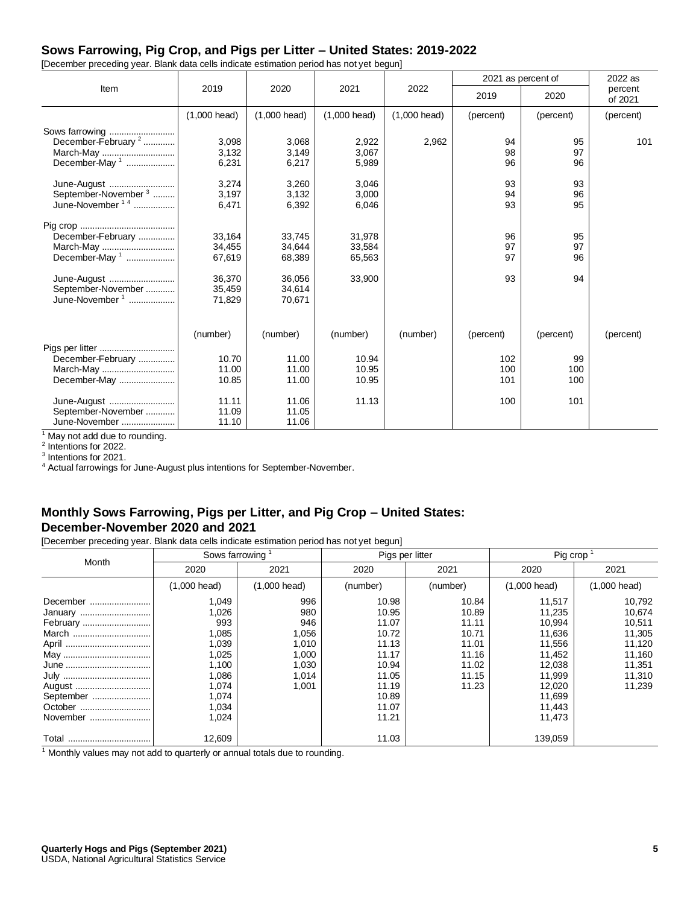## Sows Farrowing, Pig Crop, and Pigs per Litter – United States: 2019-2022

[December preceding year. Blank data cells indicate estimation period has not yet begun]

| Item | 2019 | 2020 | 2021 | 2022 | 2021 as percent of | | 2022 as percent of 2021 |
|---|---|---|---|---|---|---|---|
| | | | | | 2019 | 2020 | |
| | (1,000 head) | (1,000 head) | (1,000 head) | (1,000 head) | (percent) | (percent) | (percent) |
| Sows farrowing | | | | | | | |
| December-February [2] | 3,098 | 3,068 | 2,922 | 2,962 | 94 | 95 | 101 |
| March-May | 3,132 | 3,149 | 3,067 | | 98 | 97 | |
| December-May [1] | 6,231 | 6,217 | 5,989 | | 96 | 96 | |
| June-August | 3,274 | 3,260 | 3,046 | | 93 | 93 | |
| September-November [3] | 3,197 | 3,132 | 3,000 | | 94 | 96 | |
| June-November [1 4] | 6,471 | 6,392 | 6,046 | | 93 | 95 | |
| Pig crop | | | | | | | |
| December-February | 33,164 | 33,745 | 31,978 | | 96 | 95 | |
| March-May | 34,455 | 34,644 | 33,584 | | 97 | 97 | |
| December-May [1] | 67,619 | 68,389 | 65,563 | | 97 | 96 | |
| June-August | 36,370 | 36,056 | 33,900 | | 93 | 94 | |
| September-November | 35,459 | 34,614 | | | | | |
| June-November [1] | 71,829 | 70,671 | | | | | |
| | (number) | (number) | (number) | (number) | (percent) | (percent) | (percent) |
| Pigs per litter | | | | | | | |
| December-February | 10.70 | 11.00 | 10.94 | | 102 | 99 | |
| March-May | 11.00 | 11.00 | 10.95 | | 100 | 100 | |
| December-May | 10.85 | 11.00 | 10.95 | | 101 | 100 | |
| June-August | 11.11 | 11.06 | 11.13 | | 100 | 101 | |
| September-November | 11.09 | 11.05 | | | | | |
| June-November | 11.10 | 11.06 | | | | | |

[1] May not add due to rounding.
[2] Intentions for 2022.
[3] Intentions for 2021.
[4] Actual farrowings for June-August plus intentions for September-November.

## Monthly Sows Farrowing, Pigs per Litter, and Pig Crop – United States: December-November 2020 and 2021

[December preceding year. Blank data cells indicate estimation period has not yet begun]

| Month | Sows farrowing [1] | | Pigs per litter | | Pig crop [1] | |
|---|---|---|---|---|---|---|
| | 2020 | 2021 | 2020 | 2021 | 2020 | 2021 |
| | (1,000 head) | (1,000 head) | (number) | (number) | (1,000 head) | (1,000 head) |
| December | 1,049 | 996 | 10.98 | 10.84 | 11,517 | 10,792 |
| January | 1,026 | 980 | 10.95 | 10.89 | 11,235 | 10,674 |
| February | 993 | 946 | 11.07 | 11.11 | 10,994 | 10,511 |
| March | 1,085 | 1,056 | 10.72 | 10.71 | 11,636 | 11,305 |
| April | 1,039 | 1,010 | 11.13 | 11.01 | 11,556 | 11,120 |
| May | 1,025 | 1,000 | 11.17 | 11.16 | 11,452 | 11,160 |
| June | 1,100 | 1,030 | 10.94 | 11.02 | 12,038 | 11,351 |
| July | 1,086 | 1,014 | 11.05 | 11.15 | 11,999 | 11,310 |
| August | 1,074 | 1,001 | 11.19 | 11.23 | 12,020 | 11,239 |
| September | 1,074 | | 10.89 | | 11,699 | |
| October | 1,034 | | 11.07 | | 11,443 | |
| November | 1,024 | | 11.21 | | 11,473 | |
| Total | 12,609 | | 11.03 | | 139,059 | |

[1] Monthly values may not add to quarterly or annual totals due to rounding.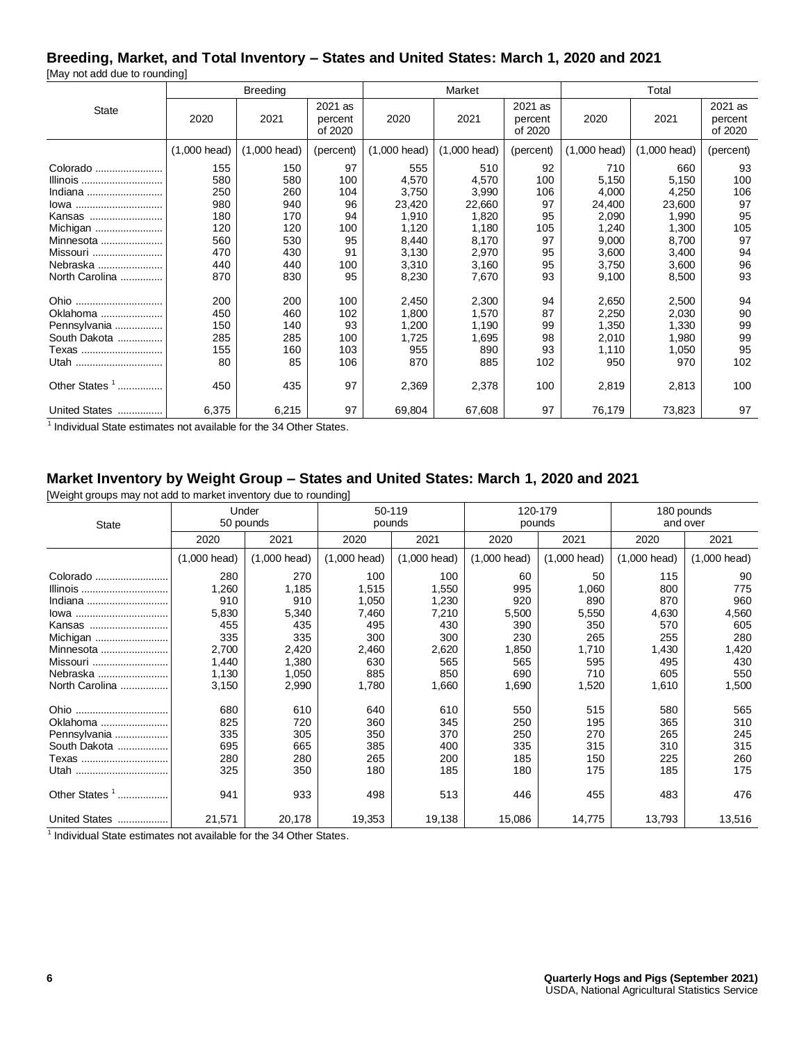## Breeding, Market, and Total Inventory – States and United States: March 1, 2020 and 2021

[May not add due to rounding]

| State | Breeding | | | Market | | | Total | | |
|---|---|---|---|---|---|---|---|---|---|
| | 2020 | 2021 | 2021 as percent of 2020 | 2020 | 2021 | 2021 as percent of 2020 | 2020 | 2021 | 2021 as percent of 2020 |
| | (1,000 head) | (1,000 head) | (percent) | (1,000 head) | (1,000 head) | (percent) | (1,000 head) | (1,000 head) | (percent) |
| Colorado | 155 | 150 | 97 | 555 | 510 | 92 | 710 | 660 | 93 |
| Illinois | 580 | 580 | 100 | 4,570 | 4,570 | 100 | 5,150 | 5,150 | 100 |
| Indiana | 250 | 260 | 104 | 3,750 | 3,990 | 106 | 4,000 | 4,250 | 106 |
| Iowa | 980 | 940 | 96 | 23,420 | 22,660 | 97 | 24,400 | 23,600 | 97 |
| Kansas | 180 | 170 | 94 | 1,910 | 1,820 | 95 | 2,090 | 1,990 | 95 |
| Michigan | 120 | 120 | 100 | 1,120 | 1,180 | 105 | 1,240 | 1,300 | 105 |
| Minnesota | 560 | 530 | 95 | 8,440 | 8,170 | 97 | 9,000 | 8,700 | 97 |
| Missouri | 470 | 430 | 91 | 3,130 | 2,970 | 95 | 3,600 | 3,400 | 94 |
| Nebraska | 440 | 440 | 100 | 3,310 | 3,160 | 95 | 3,750 | 3,600 | 96 |
| North Carolina | 870 | 830 | 95 | 8,230 | 7,670 | 93 | 9,100 | 8,500 | 93 |
| Ohio | 200 | 200 | 100 | 2,450 | 2,300 | 94 | 2,650 | 2,500 | 94 |
| Oklahoma | 450 | 460 | 102 | 1,800 | 1,570 | 87 | 2,250 | 2,030 | 90 |
| Pennsylvania | 150 | 140 | 93 | 1,200 | 1,190 | 99 | 1,350 | 1,330 | 99 |
| South Dakota | 285 | 285 | 100 | 1,725 | 1,695 | 98 | 2,010 | 1,980 | 99 |
| Texas | 155 | 160 | 103 | 955 | 890 | 93 | 1,110 | 1,050 | 95 |
| Utah | 80 | 85 | 106 | 870 | 885 | 102 | 950 | 970 | 102 |
| Other States [1] | 450 | 435 | 97 | 2,369 | 2,378 | 100 | 2,819 | 2,813 | 100 |
| United States | 6,375 | 6,215 | 97 | 69,804 | 67,608 | 97 | 76,179 | 73,823 | 97 |

[1] Individual State estimates not available for the 34 Other States.

## Market Inventory by Weight Group – States and United States: March 1, 2020 and 2021

[Weight groups may not add to market inventory due to rounding]

| State | Under 50 pounds | | 50-119 pounds | | 120-179 pounds | | 180 pounds and over | |
|---|---|---|---|---|---|---|---|---|
| | 2020 | 2021 | 2020 | 2021 | 2020 | 2021 | 2020 | 2021 |
| | (1,000 head) | (1,000 head) | (1,000 head) | (1,000 head) | (1,000 head) | (1,000 head) | (1,000 head) | (1,000 head) |
| Colorado | 280 | 270 | 100 | 100 | 60 | 50 | 115 | 90 |
| Illinois | 1,260 | 1,185 | 1,515 | 1,550 | 995 | 1,060 | 800 | 775 |
| Indiana | 910 | 910 | 1,050 | 1,230 | 920 | 890 | 870 | 960 |
| Iowa | 5,830 | 5,340 | 7,460 | 7,210 | 5,500 | 5,550 | 4,630 | 4,560 |
| Kansas | 455 | 435 | 495 | 430 | 390 | 350 | 570 | 605 |
| Michigan | 335 | 335 | 300 | 300 | 230 | 265 | 255 | 280 |
| Minnesota | 2,700 | 2,420 | 2,460 | 2,620 | 1,850 | 1,710 | 1,430 | 1,420 |
| Missouri | 1,440 | 1,380 | 630 | 565 | 565 | 595 | 495 | 430 |
| Nebraska | 1,130 | 1,050 | 885 | 850 | 690 | 710 | 605 | 550 |
| North Carolina | 3,150 | 2,990 | 1,780 | 1,660 | 1,690 | 1,520 | 1,610 | 1,500 |
| Ohio | 680 | 610 | 640 | 610 | 550 | 515 | 580 | 565 |
| Oklahoma | 825 | 720 | 360 | 345 | 250 | 195 | 365 | 310 |
| Pennsylvania | 335 | 305 | 350 | 370 | 250 | 270 | 265 | 245 |
| South Dakota | 695 | 665 | 385 | 400 | 335 | 315 | 310 | 315 |
| Texas | 280 | 280 | 265 | 200 | 185 | 150 | 225 | 260 |
| Utah | 325 | 350 | 180 | 185 | 180 | 175 | 185 | 175 |
| Other States [1] | 941 | 933 | 498 | 513 | 446 | 455 | 483 | 476 |
| United States | 21,571 | 20,178 | 19,353 | 19,138 | 15,086 | 14,775 | 13,793 | 13,516 |

[1] Individual State estimates not available for the 34 Other States.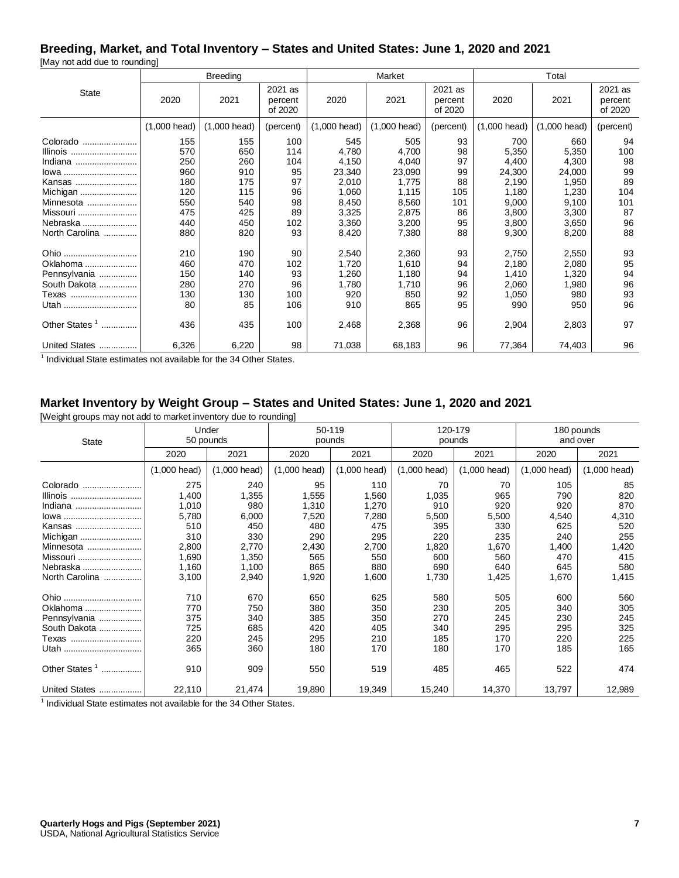## Breeding, Market, and Total Inventory – States and United States: June 1, 2020 and 2021

[May not add due to rounding]

| State | Breeding | | | Market | | | Total | | |
|---|---|---|---|---|---|---|---|---|---|
| | 2020 | 2021 | 2021 as percent of 2020 | 2020 | 2021 | 2021 as percent of 2020 | 2020 | 2021 | 2021 as percent of 2020 |
| | (1,000 head) | (1,000 head) | (percent) | (1,000 head) | (1,000 head) | (percent) | (1,000 head) | (1,000 head) | (percent) |
| Colorado | 155 | 155 | 100 | 545 | 505 | 93 | 700 | 660 | 94 |
| Illinois | 570 | 650 | 114 | 4,780 | 4,700 | 98 | 5,350 | 5,350 | 100 |
| Indiana | 250 | 260 | 104 | 4,150 | 4,040 | 97 | 4,400 | 4,300 | 98 |
| Iowa | 960 | 910 | 95 | 23,340 | 23,090 | 99 | 24,300 | 24,000 | 99 |
| Kansas | 180 | 175 | 97 | 2,010 | 1,775 | 88 | 2,190 | 1,950 | 89 |
| Michigan | 120 | 115 | 96 | 1,060 | 1,115 | 105 | 1,180 | 1,230 | 104 |
| Minnesota | 550 | 540 | 98 | 8,450 | 8,560 | 101 | 9,000 | 9,100 | 101 |
| Missouri | 475 | 425 | 89 | 3,325 | 2,875 | 86 | 3,800 | 3,300 | 87 |
| Nebraska | 440 | 450 | 102 | 3,360 | 3,200 | 95 | 3,800 | 3,650 | 96 |
| North Carolina | 880 | 820 | 93 | 8,420 | 7,380 | 88 | 9,300 | 8,200 | 88 |
| Ohio | 210 | 190 | 90 | 2,540 | 2,360 | 93 | 2,750 | 2,550 | 93 |
| Oklahoma | 460 | 470 | 102 | 1,720 | 1,610 | 94 | 2,180 | 2,080 | 95 |
| Pennsylvania | 150 | 140 | 93 | 1,260 | 1,180 | 94 | 1,410 | 1,320 | 94 |
| South Dakota | 280 | 270 | 96 | 1,780 | 1,710 | 96 | 2,060 | 1,980 | 96 |
| Texas | 130 | 130 | 100 | 920 | 850 | 92 | 1,050 | 980 | 93 |
| Utah | 80 | 85 | 106 | 910 | 865 | 95 | 990 | 950 | 96 |
| Other States [1] | 436 | 435 | 100 | 2,468 | 2,368 | 96 | 2,904 | 2,803 | 97 |
| United States | 6,326 | 6,220 | 98 | 71,038 | 68,183 | 96 | 77,364 | 74,403 | 96 |

[1] Individual State estimates not available for the 34 Other States.

## Market Inventory by Weight Group – States and United States: June 1, 2020 and 2021

[Weight groups may not add to market inventory due to rounding]

| State | Under 50 pounds | | 50-119 pounds | | 120-179 pounds | | 180 pounds and over | |
|---|---|---|---|---|---|---|---|---|
| | 2020 | 2021 | 2020 | 2021 | 2020 | 2021 | 2020 | 2021 |
| | (1,000 head) | (1,000 head) | (1,000 head) | (1,000 head) | (1,000 head) | (1,000 head) | (1,000 head) | (1,000 head) |
| Colorado | 275 | 240 | 95 | 110 | 70 | 70 | 105 | 85 |
| Illinois | 1,400 | 1,355 | 1,555 | 1,560 | 1,035 | 965 | 790 | 820 |
| Indiana | 1,010 | 980 | 1,310 | 1,270 | 910 | 920 | 920 | 870 |
| Iowa | 5,780 | 6,000 | 7,520 | 7,280 | 5,500 | 5,500 | 4,540 | 4,310 |
| Kansas | 510 | 450 | 480 | 475 | 395 | 330 | 625 | 520 |
| Michigan | 310 | 330 | 290 | 295 | 220 | 235 | 240 | 255 |
| Minnesota | 2,800 | 2,770 | 2,430 | 2,700 | 1,820 | 1,670 | 1,400 | 1,420 |
| Missouri | 1,690 | 1,350 | 565 | 550 | 600 | 560 | 470 | 415 |
| Nebraska | 1,160 | 1,100 | 865 | 880 | 690 | 640 | 645 | 580 |
| North Carolina | 3,100 | 2,940 | 1,920 | 1,600 | 1,730 | 1,425 | 1,670 | 1,415 |
| Ohio | 710 | 670 | 650 | 625 | 580 | 505 | 600 | 560 |
| Oklahoma | 770 | 750 | 380 | 350 | 230 | 205 | 340 | 305 |
| Pennsylvania | 375 | 340 | 385 | 350 | 270 | 245 | 230 | 245 |
| South Dakota | 725 | 685 | 420 | 405 | 340 | 295 | 295 | 325 |
| Texas | 220 | 245 | 295 | 210 | 185 | 170 | 220 | 225 |
| Utah | 365 | 360 | 180 | 170 | 180 | 170 | 185 | 165 |
| Other States [1] | 910 | 909 | 550 | 519 | 485 | 465 | 522 | 474 |
| United States | 22,110 | 21,474 | 19,890 | 19,349 | 15,240 | 14,370 | 13,797 | 12,989 |

[1] Individual State estimates not available for the 34 Other States.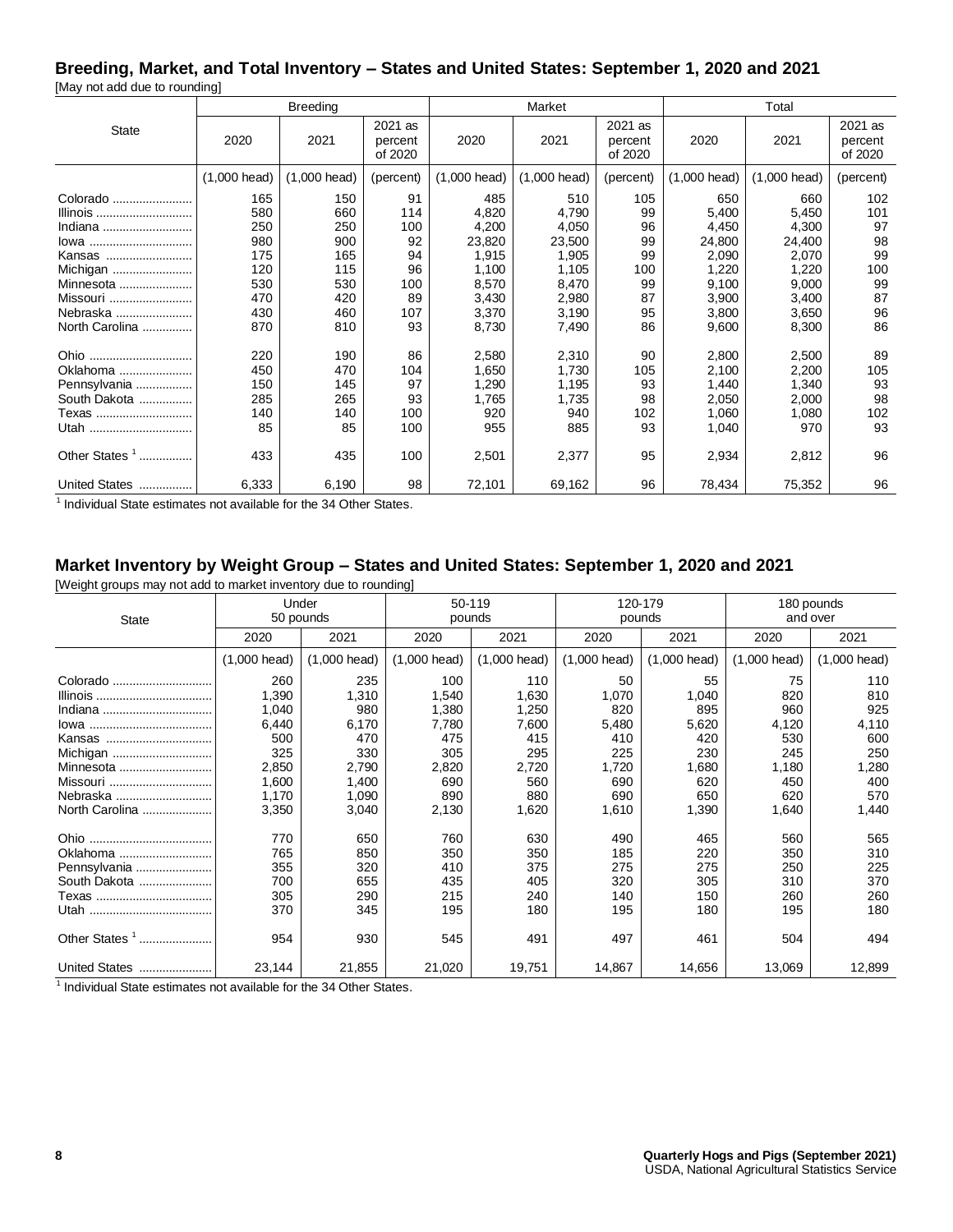## Breeding, Market, and Total Inventory – States and United States: September 1, 2020 and 2021

[May not add due to rounding]

| State | Breeding | | | Market | | | Total | | |
|---|---|---|---|---|---|---|---|---|---|
| | 2020 | 2021 | 2021 as percent of 2020 | 2020 | 2021 | 2021 as percent of 2020 | 2020 | 2021 | 2021 as percent of 2020 |
| | (1,000 head) | (1,000 head) | (percent) | (1,000 head) | (1,000 head) | (percent) | (1,000 head) | (1,000 head) | (percent) |
| Colorado | 165 | 150 | 91 | 485 | 510 | 105 | 650 | 660 | 102 |
| Illinois | 580 | 660 | 114 | 4,820 | 4,790 | 99 | 5,400 | 5,450 | 101 |
| Indiana | 250 | 250 | 100 | 4,200 | 4,050 | 96 | 4,450 | 4,300 | 97 |
| Iowa | 980 | 900 | 92 | 23,820 | 23,500 | 99 | 24,800 | 24,400 | 98 |
| Kansas | 175 | 165 | 94 | 1,915 | 1,905 | 99 | 2,090 | 2,070 | 99 |
| Michigan | 120 | 115 | 96 | 1,100 | 1,105 | 100 | 1,220 | 1,220 | 100 |
| Minnesota | 530 | 530 | 100 | 8,570 | 8,470 | 99 | 9,100 | 9,000 | 99 |
| Missouri | 470 | 420 | 89 | 3,430 | 2,980 | 87 | 3,900 | 3,400 | 87 |
| Nebraska | 430 | 460 | 107 | 3,370 | 3,190 | 95 | 3,800 | 3,650 | 96 |
| North Carolina | 870 | 810 | 93 | 8,730 | 7,490 | 86 | 9,600 | 8,300 | 86 |
| Ohio | 220 | 190 | 86 | 2,580 | 2,310 | 90 | 2,800 | 2,500 | 89 |
| Oklahoma | 450 | 470 | 104 | 1,650 | 1,730 | 105 | 2,100 | 2,200 | 105 |
| Pennsylvania | 150 | 145 | 97 | 1,290 | 1,195 | 93 | 1,440 | 1,340 | 93 |
| South Dakota | 285 | 265 | 93 | 1,765 | 1,735 | 98 | 2,050 | 2,000 | 98 |
| Texas | 140 | 140 | 100 | 920 | 940 | 102 | 1,060 | 1,080 | 102 |
| Utah | 85 | 85 | 100 | 955 | 885 | 93 | 1,040 | 970 | 93 |
| Other States [1] | 433 | 435 | 100 | 2,501 | 2,377 | 95 | 2,934 | 2,812 | 96 |
| United States | 6,333 | 6,190 | 98 | 72,101 | 69,162 | 96 | 78,434 | 75,352 | 96 |

[1] Individual State estimates not available for the 34 Other States.

## Market Inventory by Weight Group – States and United States: September 1, 2020 and 2021

[Weight groups may not add to market inventory due to rounding]

| State | Under 50 pounds | | 50-119 pounds | | 120-179 pounds | | 180 pounds and over | |
|---|---|---|---|---|---|---|---|---|
| | 2020 | 2021 | 2020 | 2021 | 2020 | 2021 | 2020 | 2021 |
| | (1,000 head) | (1,000 head) | (1,000 head) | (1,000 head) | (1,000 head) | (1,000 head) | (1,000 head) | (1,000 head) |
| Colorado | 260 | 235 | 100 | 110 | 50 | 55 | 75 | 110 |
| Illinois | 1,390 | 1,310 | 1,540 | 1,630 | 1,070 | 1,040 | 820 | 810 |
| Indiana | 1,040 | 980 | 1,380 | 1,250 | 820 | 895 | 960 | 925 |
| Iowa | 6,440 | 6,170 | 7,780 | 7,600 | 5,480 | 5,620 | 4,120 | 4,110 |
| Kansas | 500 | 470 | 475 | 415 | 410 | 420 | 530 | 600 |
| Michigan | 325 | 330 | 305 | 295 | 225 | 230 | 245 | 250 |
| Minnesota | 2,850 | 2,790 | 2,820 | 2,720 | 1,720 | 1,680 | 1,180 | 1,280 |
| Missouri | 1,600 | 1,400 | 690 | 560 | 690 | 620 | 450 | 400 |
| Nebraska | 1,170 | 1,090 | 890 | 880 | 690 | 650 | 620 | 570 |
| North Carolina | 3,350 | 3,040 | 2,130 | 1,620 | 1,610 | 1,390 | 1,640 | 1,440 |
| Ohio | 770 | 650 | 760 | 630 | 490 | 465 | 560 | 565 |
| Oklahoma | 765 | 850 | 350 | 350 | 185 | 220 | 350 | 310 |
| Pennsylvania | 355 | 320 | 410 | 375 | 275 | 275 | 250 | 225 |
| South Dakota | 700 | 655 | 435 | 405 | 320 | 305 | 310 | 370 |
| Texas | 305 | 290 | 215 | 240 | 140 | 150 | 260 | 260 |
| Utah | 370 | 345 | 195 | 180 | 195 | 180 | 195 | 180 |
| Other States [1] | 954 | 930 | 545 | 491 | 497 | 461 | 504 | 494 |
| United States | 23,144 | 21,855 | 21,020 | 19,751 | 14,867 | 14,656 | 13,069 | 12,899 |

[1] Individual State estimates not available for the 34 Other States.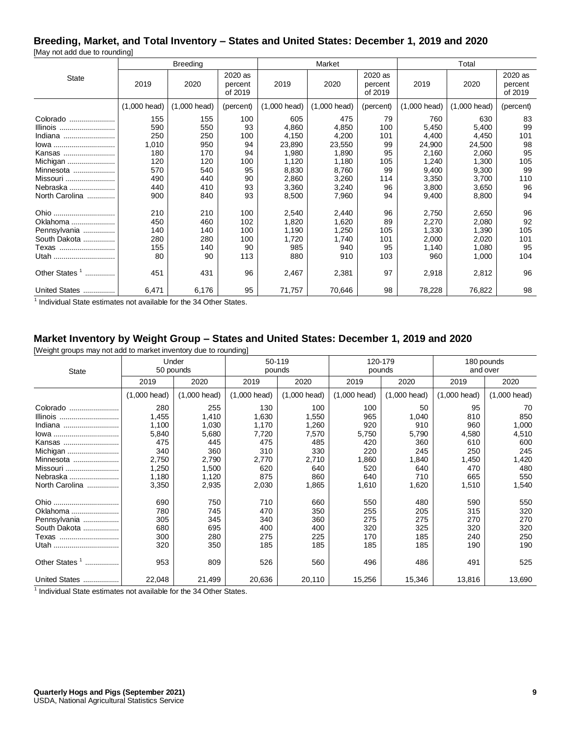## Breeding, Market, and Total Inventory – States and United States: December 1, 2019 and 2020

[May not add due to rounding]

| State | Breeding | | | Market | | | Total | | |
|---|---|---|---|---|---|---|---|---|---|
| | 2019 | 2020 | 2020 as percent of 2019 | 2019 | 2020 | 2020 as percent of 2019 | 2019 | 2020 | 2020 as percent of 2019 |
| | (1,000 head) | (1,000 head) | (percent) | (1,000 head) | (1,000 head) | (percent) | (1,000 head) | (1,000 head) | (percent) |
| Colorado | 155 | 155 | 100 | 605 | 475 | 79 | 760 | 630 | 83 |
| Illinois | 590 | 550 | 93 | 4,860 | 4,850 | 100 | 5,450 | 5,400 | 99 |
| Indiana | 250 | 250 | 100 | 4,150 | 4,200 | 101 | 4,400 | 4,450 | 101 |
| Iowa | 1,010 | 950 | 94 | 23,890 | 23,550 | 99 | 24,900 | 24,500 | 98 |
| Kansas | 180 | 170 | 94 | 1,980 | 1,890 | 95 | 2,160 | 2,060 | 95 |
| Michigan | 120 | 120 | 100 | 1,120 | 1,180 | 105 | 1,240 | 1,300 | 105 |
| Minnesota | 570 | 540 | 95 | 8,830 | 8,760 | 99 | 9,400 | 9,300 | 99 |
| Missouri | 490 | 440 | 90 | 2,860 | 3,260 | 114 | 3,350 | 3,700 | 110 |
| Nebraska | 440 | 410 | 93 | 3,360 | 3,240 | 96 | 3,800 | 3,650 | 96 |
| North Carolina | 900 | 840 | 93 | 8,500 | 7,960 | 94 | 9,400 | 8,800 | 94 |
| Ohio | 210 | 210 | 100 | 2,540 | 2,440 | 96 | 2,750 | 2,650 | 96 |
| Oklahoma | 450 | 460 | 102 | 1,820 | 1,620 | 89 | 2,270 | 2,080 | 92 |
| Pennsylvania | 140 | 140 | 100 | 1,190 | 1,250 | 105 | 1,330 | 1,390 | 105 |
| South Dakota | 280 | 280 | 100 | 1,720 | 1,740 | 101 | 2,000 | 2,020 | 101 |
| Texas | 155 | 140 | 90 | 985 | 940 | 95 | 1,140 | 1,080 | 95 |
| Utah | 80 | 90 | 113 | 880 | 910 | 103 | 960 | 1,000 | 104 |
| Other States [1] | 451 | 431 | 96 | 2,467 | 2,381 | 97 | 2,918 | 2,812 | 96 |
| United States | 6,471 | 6,176 | 95 | 71,757 | 70,646 | 98 | 78,228 | 76,822 | 98 |

[1] Individual State estimates not available for the 34 Other States.

## Market Inventory by Weight Group – States and United States: December 1, 2019 and 2020

[Weight groups may not add to market inventory due to rounding]

| State | Under 50 pounds | | 50-119 pounds | | 120-179 pounds | | 180 pounds and over | |
|---|---|---|---|---|---|---|---|---|
| | 2019 | 2020 | 2019 | 2020 | 2019 | 2020 | 2019 | 2020 |
| | (1,000 head) | (1,000 head) | (1,000 head) | (1,000 head) | (1,000 head) | (1,000 head) | (1,000 head) | (1,000 head) |
| Colorado | 280 | 255 | 130 | 100 | 100 | 50 | 95 | 70 |
| Illinois | 1,455 | 1,410 | 1,630 | 1,550 | 965 | 1,040 | 810 | 850 |
| Indiana | 1,100 | 1,030 | 1,170 | 1,260 | 920 | 910 | 960 | 1,000 |
| Iowa | 5,840 | 5,680 | 7,720 | 7,570 | 5,750 | 5,790 | 4,580 | 4,510 |
| Kansas | 475 | 445 | 475 | 485 | 420 | 360 | 610 | 600 |
| Michigan | 340 | 360 | 310 | 330 | 220 | 245 | 250 | 245 |
| Minnesota | 2,750 | 2,790 | 2,770 | 2,710 | 1,860 | 1,840 | 1,450 | 1,420 |
| Missouri | 1,250 | 1,500 | 620 | 640 | 520 | 640 | 470 | 480 |
| Nebraska | 1,180 | 1,120 | 875 | 860 | 640 | 710 | 665 | 550 |
| North Carolina | 3,350 | 2,935 | 2,030 | 1,865 | 1,610 | 1,620 | 1,510 | 1,540 |
| Ohio | 690 | 750 | 710 | 660 | 550 | 480 | 590 | 550 |
| Oklahoma | 780 | 745 | 470 | 350 | 255 | 205 | 315 | 320 |
| Pennsylvania | 305 | 345 | 340 | 360 | 275 | 275 | 270 | 270 |
| South Dakota | 680 | 695 | 400 | 400 | 320 | 325 | 320 | 320 |
| Texas | 300 | 280 | 275 | 225 | 170 | 185 | 240 | 250 |
| Utah | 320 | 350 | 185 | 185 | 185 | 185 | 190 | 190 |
| Other States [1] | 953 | 809 | 526 | 560 | 496 | 486 | 491 | 525 |
| United States | 22,048 | 21,499 | 20,636 | 20,110 | 15,256 | 15,346 | 13,816 | 13,690 |

[1] Individual State estimates not available for the 34 Other States.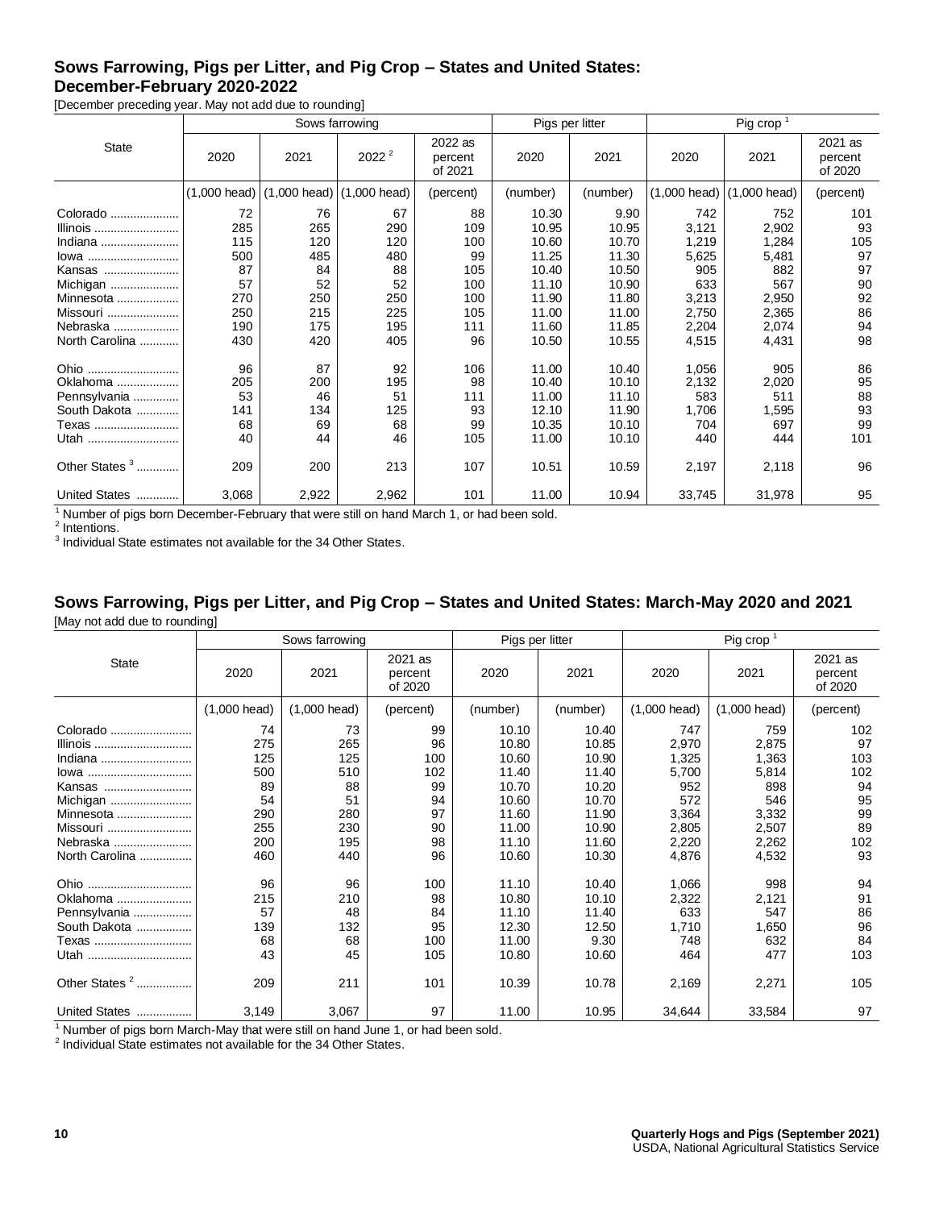## Sows Farrowing, Pigs per Litter, and Pig Crop – States and United States: December-February 2020-2022

[December preceding year. May not add due to rounding]

| State | Sows farrowing | | | | Pigs per litter | | Pig crop [1] | | |
|---|---|---|---|---|---|---|---|---|---|
| | 2020 | 2021 | 2022 [2] | 2022 as percent of 2021 | 2020 | 2021 | 2020 | 2021 | 2021 as percent of 2020 |
| | (1,000 head) | (1,000 head) | (1,000 head) | (percent) | (number) | (number) | (1,000 head) | (1,000 head) | (percent) |
| Colorado | 72 | 76 | 67 | 88 | 10.30 | 9.90 | 742 | 752 | 101 |
| Illinois | 285 | 265 | 290 | 109 | 10.95 | 10.95 | 3,121 | 2,902 | 93 |
| Indiana | 115 | 120 | 120 | 100 | 10.60 | 10.70 | 1,219 | 1,284 | 105 |
| Iowa | 500 | 485 | 480 | 99 | 11.25 | 11.30 | 5,625 | 5,481 | 97 |
| Kansas | 87 | 84 | 88 | 105 | 10.40 | 10.50 | 905 | 882 | 97 |
| Michigan | 57 | 52 | 52 | 100 | 11.10 | 10.90 | 633 | 567 | 90 |
| Minnesota | 270 | 250 | 250 | 100 | 11.90 | 11.80 | 3,213 | 2,950 | 92 |
| Missouri | 250 | 215 | 225 | 105 | 11.00 | 11.00 | 2,750 | 2,365 | 86 |
| Nebraska | 190 | 175 | 195 | 111 | 11.60 | 11.85 | 2,204 | 2,074 | 94 |
| North Carolina | 430 | 420 | 405 | 96 | 10.50 | 10.55 | 4,515 | 4,431 | 98 |
| Ohio | 96 | 87 | 92 | 106 | 11.00 | 10.40 | 1,056 | 905 | 86 |
| Oklahoma | 205 | 200 | 195 | 98 | 10.40 | 10.10 | 2,132 | 2,020 | 95 |
| Pennsylvania | 53 | 46 | 51 | 111 | 11.00 | 11.10 | 583 | 511 | 88 |
| South Dakota | 141 | 134 | 125 | 93 | 12.10 | 11.90 | 1,706 | 1,595 | 93 |
| Texas | 68 | 69 | 68 | 99 | 10.35 | 10.10 | 704 | 697 | 99 |
| Utah | 40 | 44 | 46 | 105 | 11.00 | 10.10 | 440 | 444 | 101 |
| Other States [3] | 209 | 200 | 213 | 107 | 10.51 | 10.59 | 2,197 | 2,118 | 96 |
| United States | 3,068 | 2,922 | 2,962 | 101 | 11.00 | 10.94 | 33,745 | 31,978 | 95 |

[1] Number of pigs born December-February that were still on hand March 1, or had been sold.
[2] Intentions.
[3] Individual State estimates not available for the 34 Other States.

## Sows Farrowing, Pigs per Litter, and Pig Crop – States and United States: March-May 2020 and 2021

[May not add due to rounding]

| State | Sows farrowing | | | Pigs per litter | | Pig crop [1] | | |
|---|---|---|---|---|---|---|---|---|
| | 2020 | 2021 | 2021 as percent of 2020 | 2020 | 2021 | 2020 | 2021 | 2021 as percent of 2020 |
| | (1,000 head) | (1,000 head) | (percent) | (number) | (number) | (1,000 head) | (1,000 head) | (percent) |
| Colorado | 74 | 73 | 99 | 10.10 | 10.40 | 747 | 759 | 102 |
| Illinois | 275 | 265 | 96 | 10.80 | 10.85 | 2,970 | 2,875 | 97 |
| Indiana | 125 | 125 | 100 | 10.60 | 10.90 | 1,325 | 1,363 | 103 |
| Iowa | 500 | 510 | 102 | 11.40 | 11.40 | 5,700 | 5,814 | 102 |
| Kansas | 89 | 88 | 99 | 10.70 | 10.20 | 952 | 898 | 94 |
| Michigan | 54 | 51 | 94 | 10.60 | 10.70 | 572 | 546 | 95 |
| Minnesota | 290 | 280 | 97 | 11.60 | 11.90 | 3,364 | 3,332 | 99 |
| Missouri | 255 | 230 | 90 | 11.00 | 10.90 | 2,805 | 2,507 | 89 |
| Nebraska | 200 | 195 | 98 | 11.10 | 11.60 | 2,220 | 2,262 | 102 |
| North Carolina | 460 | 440 | 96 | 10.60 | 10.30 | 4,876 | 4,532 | 93 |
| Ohio | 96 | 96 | 100 | 11.10 | 10.40 | 1,066 | 998 | 94 |
| Oklahoma | 215 | 210 | 98 | 10.80 | 10.10 | 2,322 | 2,121 | 91 |
| Pennsylvania | 57 | 48 | 84 | 11.10 | 11.40 | 633 | 547 | 86 |
| South Dakota | 139 | 132 | 95 | 12.30 | 12.50 | 1,710 | 1,650 | 96 |
| Texas | 68 | 68 | 100 | 11.00 | 9.30 | 748 | 632 | 84 |
| Utah | 43 | 45 | 105 | 10.80 | 10.60 | 464 | 477 | 103 |
| Other States [2] | 209 | 211 | 101 | 10.39 | 10.78 | 2,169 | 2,271 | 105 |
| United States | 3,149 | 3,067 | 97 | 11.00 | 10.95 | 34,644 | 33,584 | 97 |

[1] Number of pigs born March-May that were still on hand June 1, or had been sold.
[2] Individual State estimates not available for the 34 Other States.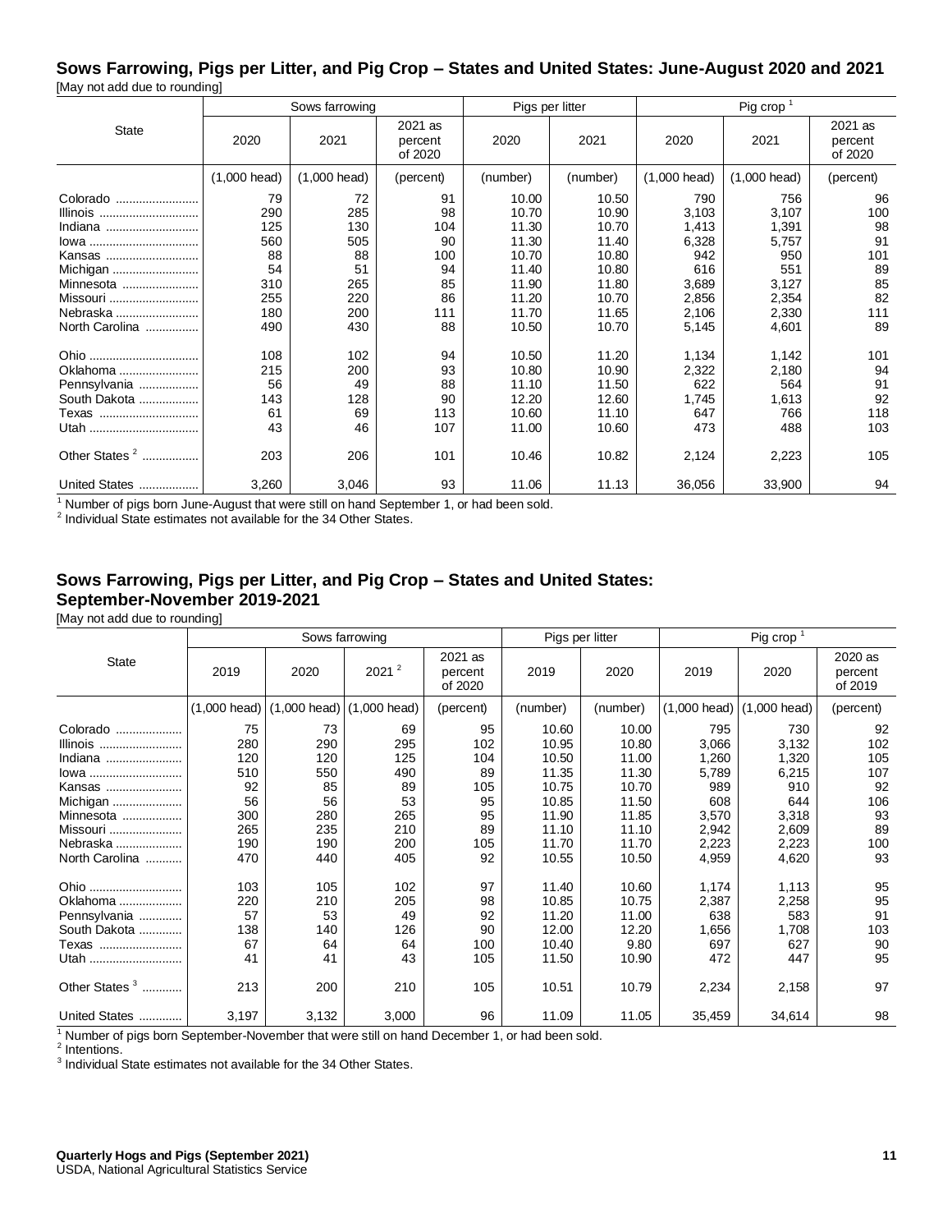## Sows Farrowing, Pigs per Litter, and Pig Crop – States and United States: June-August 2020 and 2021

[May not add due to rounding]

| State | Sows farrowing | | | Pigs per litter | | Pig crop [1] | | |
|---|---|---|---|---|---|---|---|---|
| | 2020 | 2021 | 2021 as percent of 2020 | 2020 | 2021 | 2020 | 2021 | 2021 as percent of 2020 |
| | (1,000 head) | (1,000 head) | (percent) | (number) | (number) | (1,000 head) | (1,000 head) | (percent) |
| Colorado | 79 | 72 | 91 | 10.00 | 10.50 | 790 | 756 | 96 |
| Illinois | 290 | 285 | 98 | 10.70 | 10.90 | 3,103 | 3,107 | 100 |
| Indiana | 125 | 130 | 104 | 11.30 | 10.70 | 1,413 | 1,391 | 98 |
| Iowa | 560 | 505 | 90 | 11.30 | 11.40 | 6,328 | 5,757 | 91 |
| Kansas | 88 | 88 | 100 | 10.70 | 10.80 | 942 | 950 | 101 |
| Michigan | 54 | 51 | 94 | 11.40 | 10.80 | 616 | 551 | 89 |
| Minnesota | 310 | 265 | 85 | 11.90 | 11.80 | 3,689 | 3,127 | 85 |
| Missouri | 255 | 220 | 86 | 11.20 | 10.70 | 2,856 | 2,354 | 82 |
| Nebraska | 180 | 200 | 111 | 11.70 | 11.65 | 2,106 | 2,330 | 111 |
| North Carolina | 490 | 430 | 88 | 10.50 | 10.70 | 5,145 | 4,601 | 89 |
| Ohio | 108 | 102 | 94 | 10.50 | 11.20 | 1,134 | 1,142 | 101 |
| Oklahoma | 215 | 200 | 93 | 10.80 | 10.90 | 2,322 | 2,180 | 94 |
| Pennsylvania | 56 | 49 | 88 | 11.10 | 11.50 | 622 | 564 | 91 |
| South Dakota | 143 | 128 | 90 | 12.20 | 12.60 | 1,745 | 1,613 | 92 |
| Texas | 61 | 69 | 113 | 10.60 | 11.10 | 647 | 766 | 118 |
| Utah | 43 | 46 | 107 | 11.00 | 10.60 | 473 | 488 | 103 |
| Other States [2] | 203 | 206 | 101 | 10.46 | 10.82 | 2,124 | 2,223 | 105 |
| United States | 3,260 | 3,046 | 93 | 11.06 | 11.13 | 36,056 | 33,900 | 94 |

[1] Number of pigs born June-August that were still on hand September 1, or had been sold.
[2] Individual State estimates not available for the 34 Other States.

## Sows Farrowing, Pigs per Litter, and Pig Crop – States and United States: September-November 2019-2021

[May not add due to rounding]

| State | Sows farrowing | | | | Pigs per litter | | Pig crop [1] | | |
|---|---|---|---|---|---|---|---|---|---|
| | 2019 | 2020 | 2021 [2] | 2021 as percent of 2020 | 2019 | 2020 | 2019 | 2020 | 2020 as percent of 2019 |
| | (1,000 head) | (1,000 head) | (1,000 head) | (percent) | (number) | (number) | (1,000 head) | (1,000 head) | (percent) |
| Colorado | 75 | 73 | 69 | 95 | 10.60 | 10.00 | 795 | 730 | 92 |
| Illinois | 280 | 290 | 295 | 102 | 10.95 | 10.80 | 3,066 | 3,132 | 102 |
| Indiana | 120 | 120 | 125 | 104 | 10.50 | 11.00 | 1,260 | 1,320 | 105 |
| Iowa | 510 | 550 | 490 | 89 | 11.35 | 11.30 | 5,789 | 6,215 | 107 |
| Kansas | 92 | 85 | 89 | 105 | 10.75 | 10.70 | 989 | 910 | 92 |
| Michigan | 56 | 56 | 53 | 95 | 10.85 | 11.50 | 608 | 644 | 106 |
| Minnesota | 300 | 280 | 265 | 95 | 11.90 | 11.85 | 3,570 | 3,318 | 93 |
| Missouri | 265 | 235 | 210 | 89 | 11.10 | 11.10 | 2,942 | 2,609 | 89 |
| Nebraska | 190 | 190 | 200 | 105 | 11.70 | 11.70 | 2,223 | 2,223 | 100 |
| North Carolina | 470 | 440 | 405 | 92 | 10.55 | 10.50 | 4,959 | 4,620 | 93 |
| Ohio | 103 | 105 | 102 | 97 | 11.40 | 10.60 | 1,174 | 1,113 | 95 |
| Oklahoma | 220 | 210 | 205 | 98 | 10.85 | 10.75 | 2,387 | 2,258 | 95 |
| Pennsylvania | 57 | 53 | 49 | 92 | 11.20 | 11.00 | 638 | 583 | 91 |
| South Dakota | 138 | 140 | 126 | 90 | 12.00 | 12.20 | 1,656 | 1,708 | 103 |
| Texas | 67 | 64 | 64 | 100 | 10.40 | 9.80 | 697 | 627 | 90 |
| Utah | 41 | 41 | 43 | 105 | 11.50 | 10.90 | 472 | 447 | 95 |
| Other States [3] | 213 | 200 | 210 | 105 | 10.51 | 10.79 | 2,234 | 2,158 | 97 |
| United States | 3,197 | 3,132 | 3,000 | 96 | 11.09 | 11.05 | 35,459 | 34,614 | 98 |

[1] Number of pigs born September-November that were still on hand December 1, or had been sold.
[2] Intentions.
[3] Individual State estimates not available for the 34 Other States.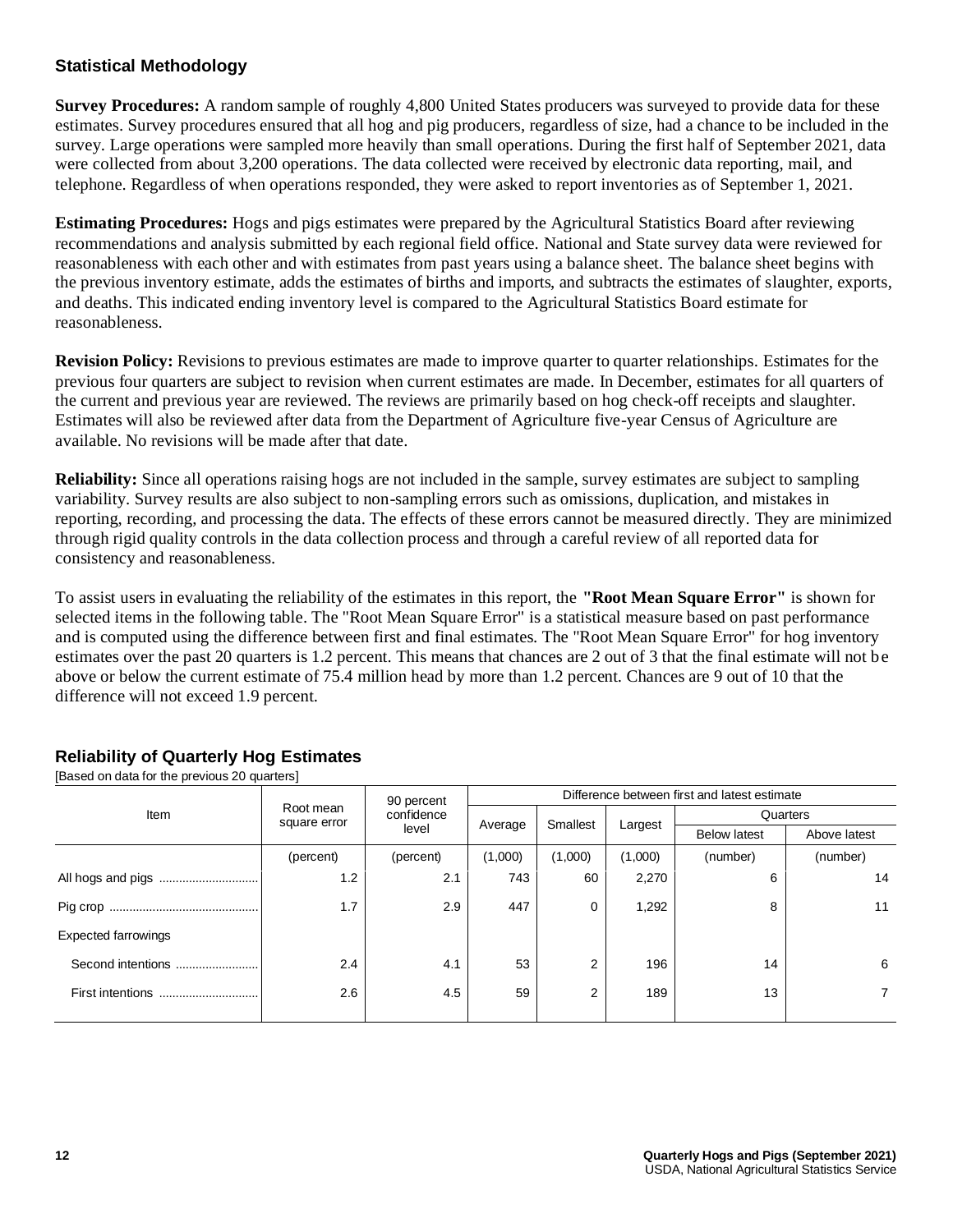## Statistical Methodology

**Survey Procedures:** A random sample of roughly 4,800 United States producers was surveyed to provide data for these estimates. Survey procedures ensured that all hog and pig producers, regardless of size, had a chance to be included in the survey. Large operations were sampled more heavily than small operations. During the first half of September 2021, data were collected from about 3,200 operations. The data collected were received by electronic data reporting, mail, and telephone. Regardless of when operations responded, they were asked to report inventories as of September 1, 2021.

**Estimating Procedures:** Hogs and pigs estimates were prepared by the Agricultural Statistics Board after reviewing recommendations and analysis submitted by each regional field office. National and State survey data were reviewed for reasonableness with each other and with estimates from past years using a balance sheet. The balance sheet begins with the previous inventory estimate, adds the estimates of births and imports, and subtracts the estimates of slaughter, exports, and deaths. This indicated ending inventory level is compared to the Agricultural Statistics Board estimate for reasonableness.

**Revision Policy:** Revisions to previous estimates are made to improve quarter to quarter relationships. Estimates for the previous four quarters are subject to revision when current estimates are made. In December, estimates for all quarters of the current and previous year are reviewed. The reviews are primarily based on hog check-off receipts and slaughter. Estimates will also be reviewed after data from the Department of Agriculture five-year Census of Agriculture are available. No revisions will be made after that date.

**Reliability:** Since all operations raising hogs are not included in the sample, survey estimates are subject to sampling variability. Survey results are also subject to non-sampling errors such as omissions, duplication, and mistakes in reporting, recording, and processing the data. The effects of these errors cannot be measured directly. They are minimized through rigid quality controls in the data collection process and through a careful review of all reported data for consistency and reasonableness.

To assist users in evaluating the reliability of the estimates in this report, the **"Root Mean Square Error"** is shown for selected items in the following table. The "Root Mean Square Error" is a statistical measure based on past performance and is computed using the difference between first and final estimates. The "Root Mean Square Error" for hog inventory estimates over the past 20 quarters is 1.2 percent. This means that chances are 2 out of 3 that the final estimate will not be above or below the current estimate of 75.4 million head by more than 1.2 percent. Chances are 9 out of 10 that the difference will not exceed 1.9 percent.

### Reliability of Quarterly Hog Estimates

[Based on data for the previous 20 quarters]

| Item | Root mean square error | 90 percent confidence level | Difference between first and latest estimate | | | | |
|---|---|---|---|---|---|---|---|
| | | | Average | Smallest | Largest | Quarters | |
| | | | | | | Below latest | Above latest |
| | (percent) | (percent) | (1,000) | (1,000) | (1,000) | (number) | (number) |
| All hogs and pigs | 1.2 | 2.1 | 743 | 60 | 2,270 | 6 | 14 |
| Pig crop | 1.7 | 2.9 | 447 | 0 | 1,292 | 8 | 11 |
| Expected farrowings | | | | | | | |
| Second intentions | 2.4 | 4.1 | 53 | 2 | 196 | 14 | 6 |
| First intentions | 2.6 | 4.5 | 59 | 2 | 189 | 13 | 7 |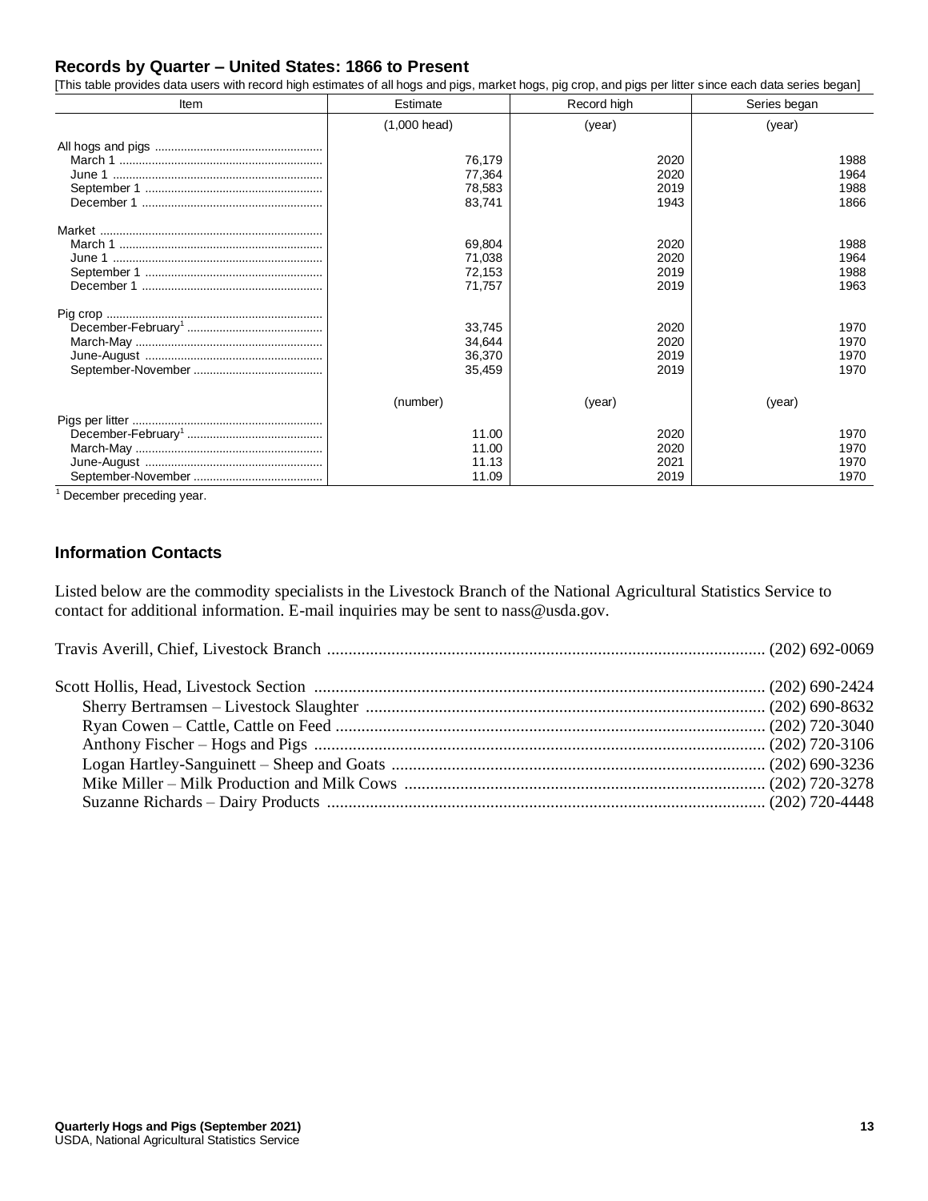## Records by Quarter – United States: 1866 to Present

[This table provides data users with record high estimates of all hogs and pigs, market hogs, pig crop, and pigs per litter since each data series began]

| Item | Estimate | Record high | Series began |
|---|---|---|---|
| | (1,000 head) | (year) | (year) |
| All hogs and pigs | | | |
| March 1 | 76,179 | 2020 | 1988 |
| June 1 | 77,364 | 2020 | 1964 |
| September 1 | 78,583 | 2019 | 1988 |
| December 1 | 83,741 | 1943 | 1866 |
| Market | | | |
| March 1 | 69,804 | 2020 | 1988 |
| June 1 | 71,038 | 2020 | 1964 |
| September 1 | 72,153 | 2019 | 1988 |
| December 1 | 71,757 | 2019 | 1963 |
| Pig crop | | | |
| December-February[1] | 33,745 | 2020 | 1970 |
| March-May | 34,644 | 2020 | 1970 |
| June-August | 36,370 | 2019 | 1970 |
| September-November | 35,459 | 2019 | 1970 |
| | (number) | (year) | (year) |
| Pigs per litter | | | |
| December-February[1] | 11.00 | 2020 | 1970 |
| March-May | 11.00 | 2020 | 1970 |
| June-August | 11.13 | 2021 | 1970 |
| September-November | 11.09 | 2019 | 1970 |

[1] December preceding year.

## Information Contacts

Listed below are the commodity specialists in the Livestock Branch of the National Agricultural Statistics Service to contact for additional information. E-mail inquiries may be sent to nass@usda.gov.

Travis Averill, Chief, Livestock Branch ..... (202) 692-0069

Scott Hollis, Head, Livestock Section ..... (202) 690-2424
- Sherry Bertramsen – Livestock Slaughter ..... (202) 690-8632
- Ryan Cowen – Cattle, Cattle on Feed ..... (202) 720-3040
- Anthony Fischer – Hogs and Pigs ..... (202) 720-3106
- Logan Hartley-Sanguinett – Sheep and Goats ..... (202) 690-3236
- Mike Miller – Milk Production and Milk Cows ..... (202) 720-3278
- Suzanne Richards – Dairy Products ..... (202) 720-4448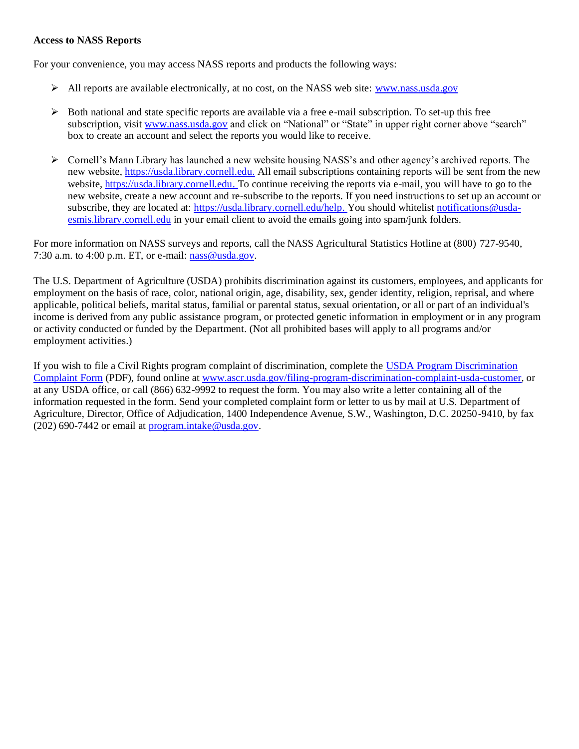**Access to NASS Reports**

For your convenience, you may access NASS reports and products the following ways:

- All reports are available electronically, at no cost, on the NASS web site: [www.nass.usda.gov](www.nass.usda.gov)

- Both national and state specific reports are available via a free e-mail subscription. To set-up this free subscription, visit [www.nass.usda.gov](www.nass.usda.gov) and click on "National" or "State" in upper right corner above "search" box to create an account and select the reports you would like to receive.

- Cornell's Mann Library has launched a new website housing NASS's and other agency's archived reports. The new website, [https://usda.library.cornell.edu.](https://usda.library.cornell.edu) All email subscriptions containing reports will be sent from the new website, [https://usda.library.cornell.edu.](https://usda.library.cornell.edu) To continue receiving the reports via e-mail, you will have to go to the new website, create a new account and re-subscribe to the reports. If you need instructions to set up an account or subscribe, they are located at: [https://usda.library.cornell.edu/help.](https://usda.library.cornell.edu/help) You should whitelist [notifications@usda-esmis.library.cornell.edu](mailto:notifications@usda-esmis.library.cornell.edu) in your email client to avoid the emails going into spam/junk folders.

For more information on NASS surveys and reports, call the NASS Agricultural Statistics Hotline at (800) 727-9540, 7:30 a.m. to 4:00 p.m. ET, or e-mail: [nass@usda.gov](mailto:nass@usda.gov).

The U.S. Department of Agriculture (USDA) prohibits discrimination against its customers, employees, and applicants for employment on the basis of race, color, national origin, age, disability, sex, gender identity, religion, reprisal, and where applicable, political beliefs, marital status, familial or parental status, sexual orientation, or all or part of an individual's income is derived from any public assistance program, or protected genetic information in employment or in any program or activity conducted or funded by the Department. (Not all prohibited bases will apply to all programs and/or employment activities.)

If you wish to file a Civil Rights program complaint of discrimination, complete the USDA Program Discrimination Complaint Form (PDF), found online at [www.ascr.usda.gov/filing-program-discrimination-complaint-usda-customer](www.ascr.usda.gov/filing-program-discrimination-complaint-usda-customer), or at any USDA office, or call (866) 632-9992 to request the form. You may also write a letter containing all of the information requested in the form. Send your completed complaint form or letter to us by mail at U.S. Department of Agriculture, Director, Office of Adjudication, 1400 Independence Avenue, S.W., Washington, D.C. 20250-9410, by fax (202) 690-7442 or email at [program.intake@usda.gov](mailto:program.intake@usda.gov).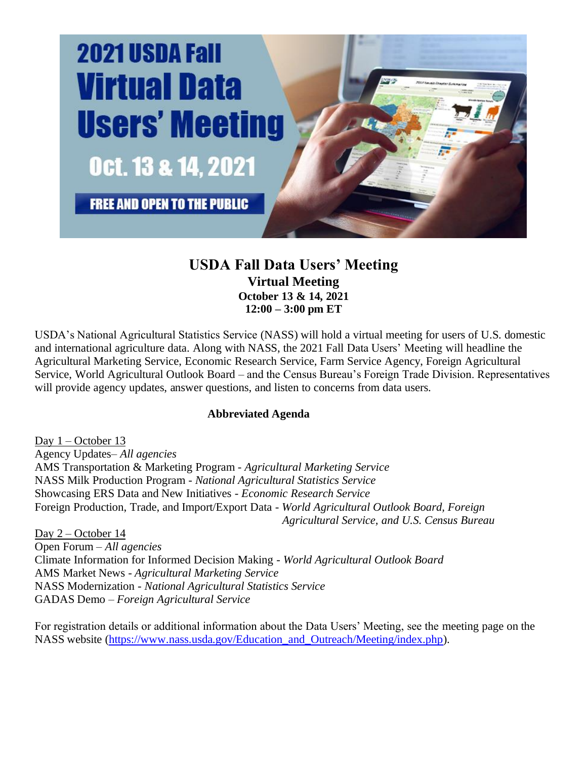2021 USDA Fall Virtual Data Users' Meeting

Oct. 13 & 14, 2021

FREE AND OPEN TO THE PUBLIC

# USDA Fall Data Users' Meeting

## Virtual Meeting

**October 13 & 14, 2021**
**12:00 – 3:00 pm ET**

USDA's National Agricultural Statistics Service (NASS) will hold a virtual meeting for users of U.S. domestic and international agriculture data. Along with NASS, the 2021 Fall Data Users' Meeting will headline the Agricultural Marketing Service, Economic Research Service, Farm Service Agency, Foreign Agricultural Service, World Agricultural Outlook Board – and the Census Bureau's Foreign Trade Division. Representatives will provide agency updates, answer questions, and listen to concerns from data users.

**Abbreviated Agenda**

Day 1 – October 13
Agency Updates– *All agencies*
AMS Transportation & Marketing Program - *Agricultural Marketing Service*
NASS Milk Production Program - *National Agricultural Statistics Service*
Showcasing ERS Data and New Initiatives - *Economic Research Service*
Foreign Production, Trade, and Import/Export Data - *World Agricultural Outlook Board, Foreign Agricultural Service, and U.S. Census Bureau*

Day 2 – October 14
Open Forum – *All agencies*
Climate Information for Informed Decision Making - *World Agricultural Outlook Board*
AMS Market News - *Agricultural Marketing Service*
NASS Modernization - *National Agricultural Statistics Service*
GADAS Demo – *Foreign Agricultural Service*

For registration details or additional information about the Data Users' Meeting, see the meeting page on the NASS website (https://www.nass.usda.gov/Education_and_Outreach/Meeting/index.php).